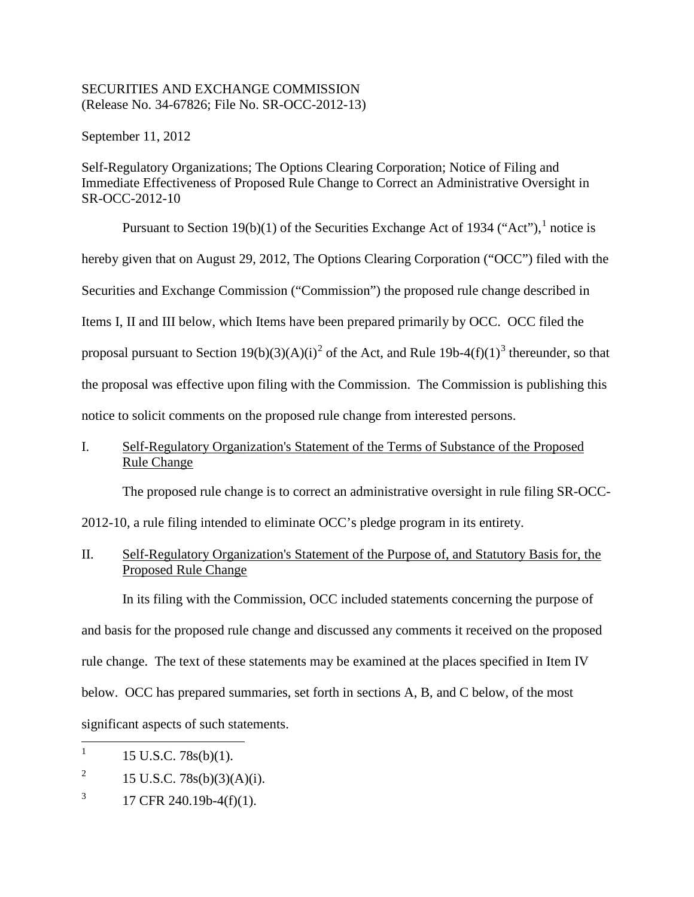SECURITIES AND EXCHANGE COMMISSION
(Release No. 34-67826; File No. SR-OCC-2012-13)

September 11, 2012

Self-Regulatory Organizations; The Options Clearing Corporation; Notice of Filing and Immediate Effectiveness of Proposed Rule Change to Correct an Administrative Oversight in SR-OCC-2012-10

Pursuant to Section 19(b)(1) of the Securities Exchange Act of 1934 ("Act"),[1] notice is hereby given that on August 29, 2012, The Options Clearing Corporation ("OCC") filed with the Securities and Exchange Commission ("Commission") the proposed rule change described in Items I, II and III below, which Items have been prepared primarily by OCC. OCC filed the proposal pursuant to Section 19(b)(3)(A)(i)[2] of the Act, and Rule 19b-4(f)(1)[3] thereunder, so that the proposal was effective upon filing with the Commission. The Commission is publishing this notice to solicit comments on the proposed rule change from interested persons.

I. Self-Regulatory Organization's Statement of the Terms of Substance of the Proposed Rule Change

The proposed rule change is to correct an administrative oversight in rule filing SR-OCC-2012-10, a rule filing intended to eliminate OCC's pledge program in its entirety.

II. Self-Regulatory Organization's Statement of the Purpose of, and Statutory Basis for, the Proposed Rule Change

In its filing with the Commission, OCC included statements concerning the purpose of and basis for the proposed rule change and discussed any comments it received on the proposed rule change. The text of these statements may be examined at the places specified in Item IV below. OCC has prepared summaries, set forth in sections A, B, and C below, of the most significant aspects of such statements.

[1] 15 U.S.C. 78s(b)(1).

[2] 15 U.S.C. 78s(b)(3)(A)(i).

[3] 17 CFR 240.19b-4(f)(1).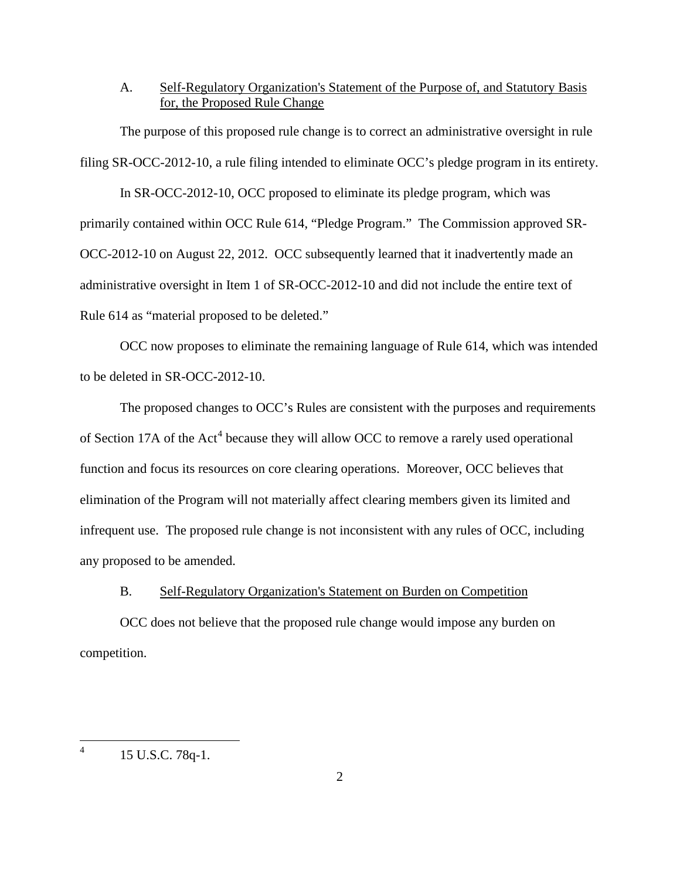A. Self-Regulatory Organization's Statement of the Purpose of, and Statutory Basis for, the Proposed Rule Change

The purpose of this proposed rule change is to correct an administrative oversight in rule filing SR-OCC-2012-10, a rule filing intended to eliminate OCC's pledge program in its entirety.

In SR-OCC-2012-10, OCC proposed to eliminate its pledge program, which was primarily contained within OCC Rule 614, "Pledge Program." The Commission approved SR-OCC-2012-10 on August 22, 2012. OCC subsequently learned that it inadvertently made an administrative oversight in Item 1 of SR-OCC-2012-10 and did not include the entire text of Rule 614 as "material proposed to be deleted."

OCC now proposes to eliminate the remaining language of Rule 614, which was intended to be deleted in SR-OCC-2012-10.

The proposed changes to OCC's Rules are consistent with the purposes and requirements of Section 17A of the Act[4] because they will allow OCC to remove a rarely used operational function and focus its resources on core clearing operations. Moreover, OCC believes that elimination of the Program will not materially affect clearing members given its limited and infrequent use. The proposed rule change is not inconsistent with any rules of OCC, including any proposed to be amended.

B. Self-Regulatory Organization's Statement on Burden on Competition

OCC does not believe that the proposed rule change would impose any burden on competition.

---

[4] 15 U.S.C. 78q-1.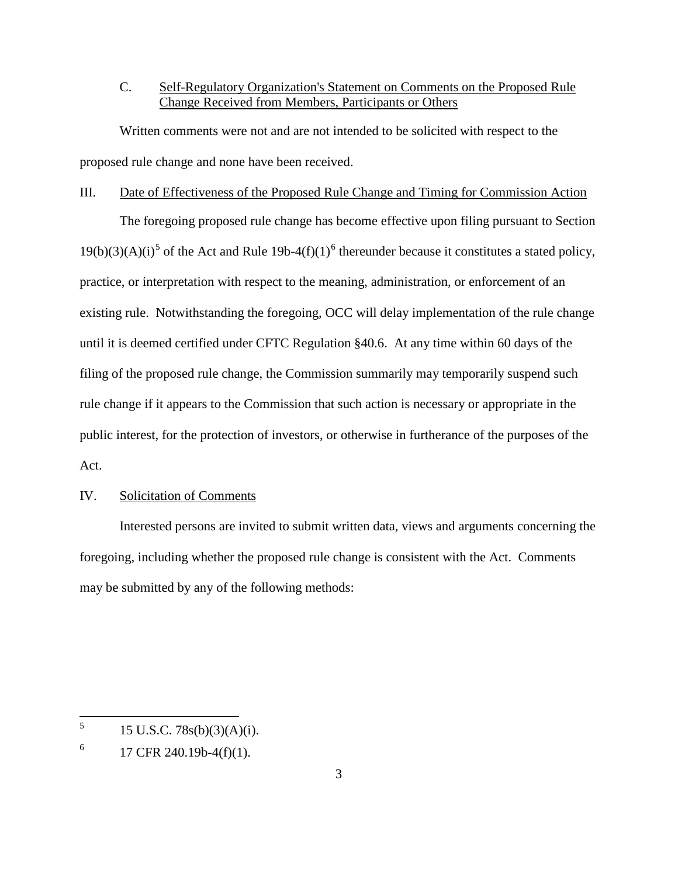C. Self-Regulatory Organization's Statement on Comments on the Proposed Rule Change Received from Members, Participants or Others

Written comments were not and are not intended to be solicited with respect to the proposed rule change and none have been received.

III. Date of Effectiveness of the Proposed Rule Change and Timing for Commission Action

The foregoing proposed rule change has become effective upon filing pursuant to Section 19(b)(3)(A)(i)[5] of the Act and Rule 19b-4(f)(1)[6] thereunder because it constitutes a stated policy, practice, or interpretation with respect to the meaning, administration, or enforcement of an existing rule. Notwithstanding the foregoing, OCC will delay implementation of the rule change until it is deemed certified under CFTC Regulation §40.6. At any time within 60 days of the filing of the proposed rule change, the Commission summarily may temporarily suspend such rule change if it appears to the Commission that such action is necessary or appropriate in the public interest, for the protection of investors, or otherwise in furtherance of the purposes of the Act.

IV. Solicitation of Comments

Interested persons are invited to submit written data, views and arguments concerning the foregoing, including whether the proposed rule change is consistent with the Act. Comments may be submitted by any of the following methods:

---

[5] 15 U.S.C. 78s(b)(3)(A)(i).

[6] 17 CFR 240.19b-4(f)(1).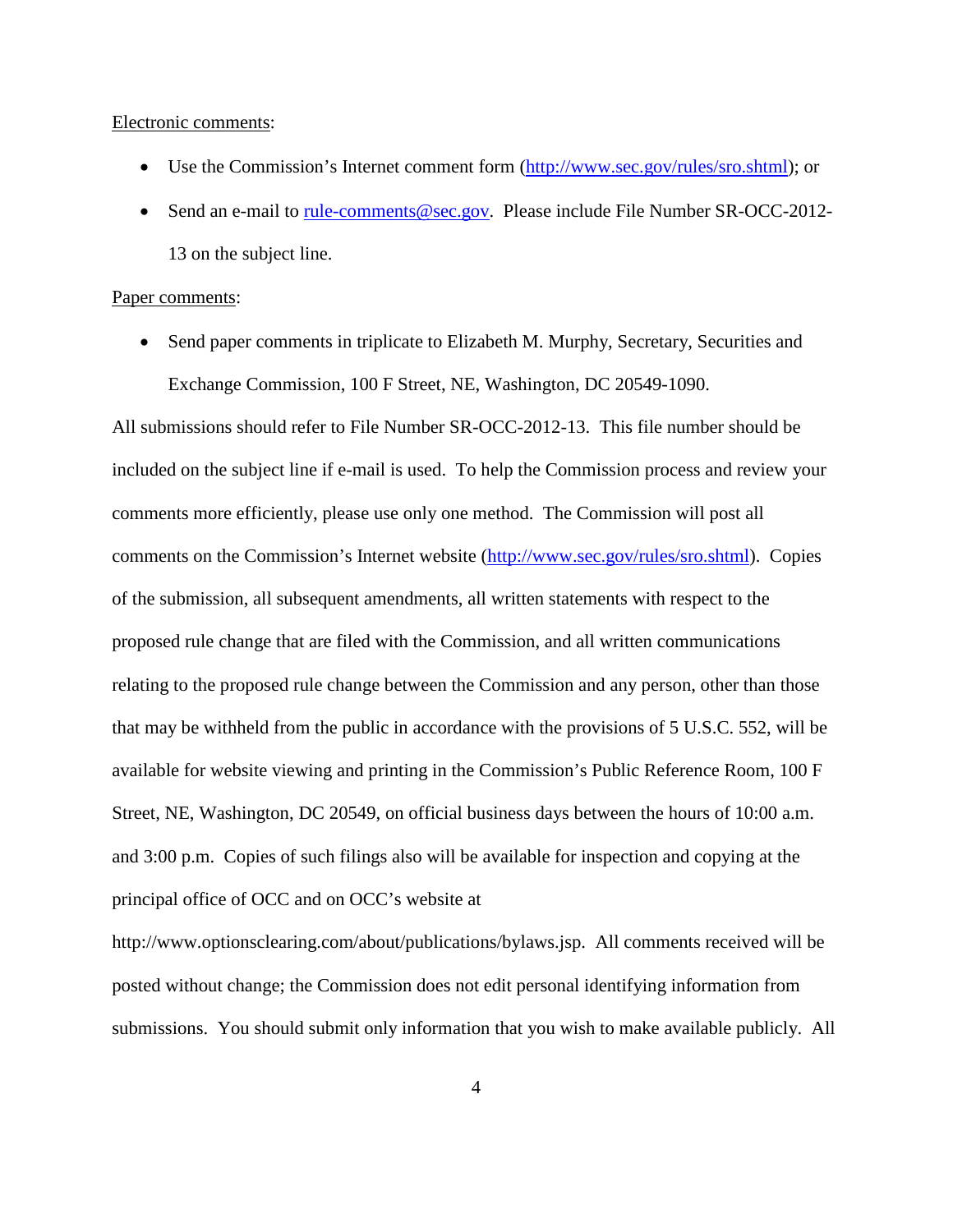Electronic comments:

- Use the Commission's Internet comment form (http://www.sec.gov/rules/sro.shtml); or
- Send an e-mail to rule-comments@sec.gov. Please include File Number SR-OCC-2012-13 on the subject line.

Paper comments:

- Send paper comments in triplicate to Elizabeth M. Murphy, Secretary, Securities and Exchange Commission, 100 F Street, NE, Washington, DC 20549-1090.

All submissions should refer to File Number SR-OCC-2012-13. This file number should be included on the subject line if e-mail is used. To help the Commission process and review your comments more efficiently, please use only one method. The Commission will post all comments on the Commission's Internet website (http://www.sec.gov/rules/sro.shtml). Copies of the submission, all subsequent amendments, all written statements with respect to the proposed rule change that are filed with the Commission, and all written communications relating to the proposed rule change between the Commission and any person, other than those that may be withheld from the public in accordance with the provisions of 5 U.S.C. 552, will be available for website viewing and printing in the Commission's Public Reference Room, 100 F Street, NE, Washington, DC 20549, on official business days between the hours of 10:00 a.m. and 3:00 p.m. Copies of such filings also will be available for inspection and copying at the principal office of OCC and on OCC's website at http://www.optionsclearing.com/about/publications/bylaws.jsp. All comments received will be posted without change; the Commission does not edit personal identifying information from submissions. You should submit only information that you wish to make available publicly. All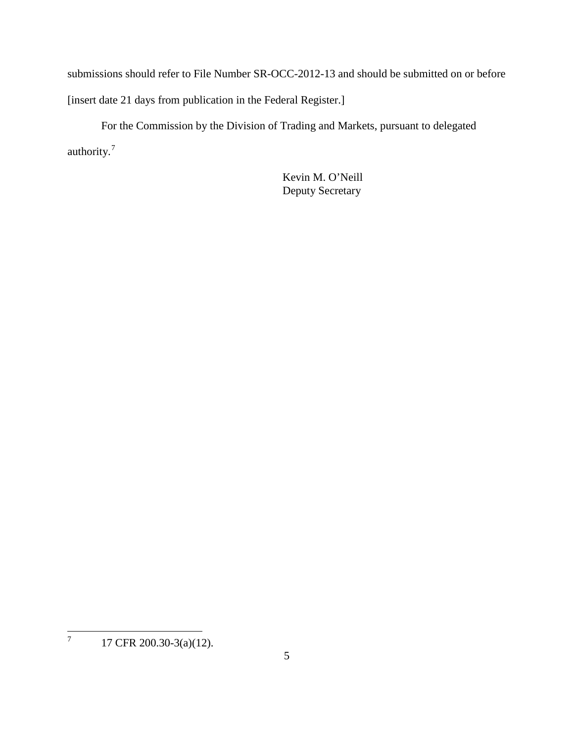submissions should refer to File Number SR-OCC-2012-13 and should be submitted on or before [insert date 21 days from publication in the Federal Register.]

For the Commission by the Division of Trading and Markets, pursuant to delegated authority.[7]

Kevin M. O'Neill
Deputy Secretary

---

[7] 17 CFR 200.30-3(a)(12).